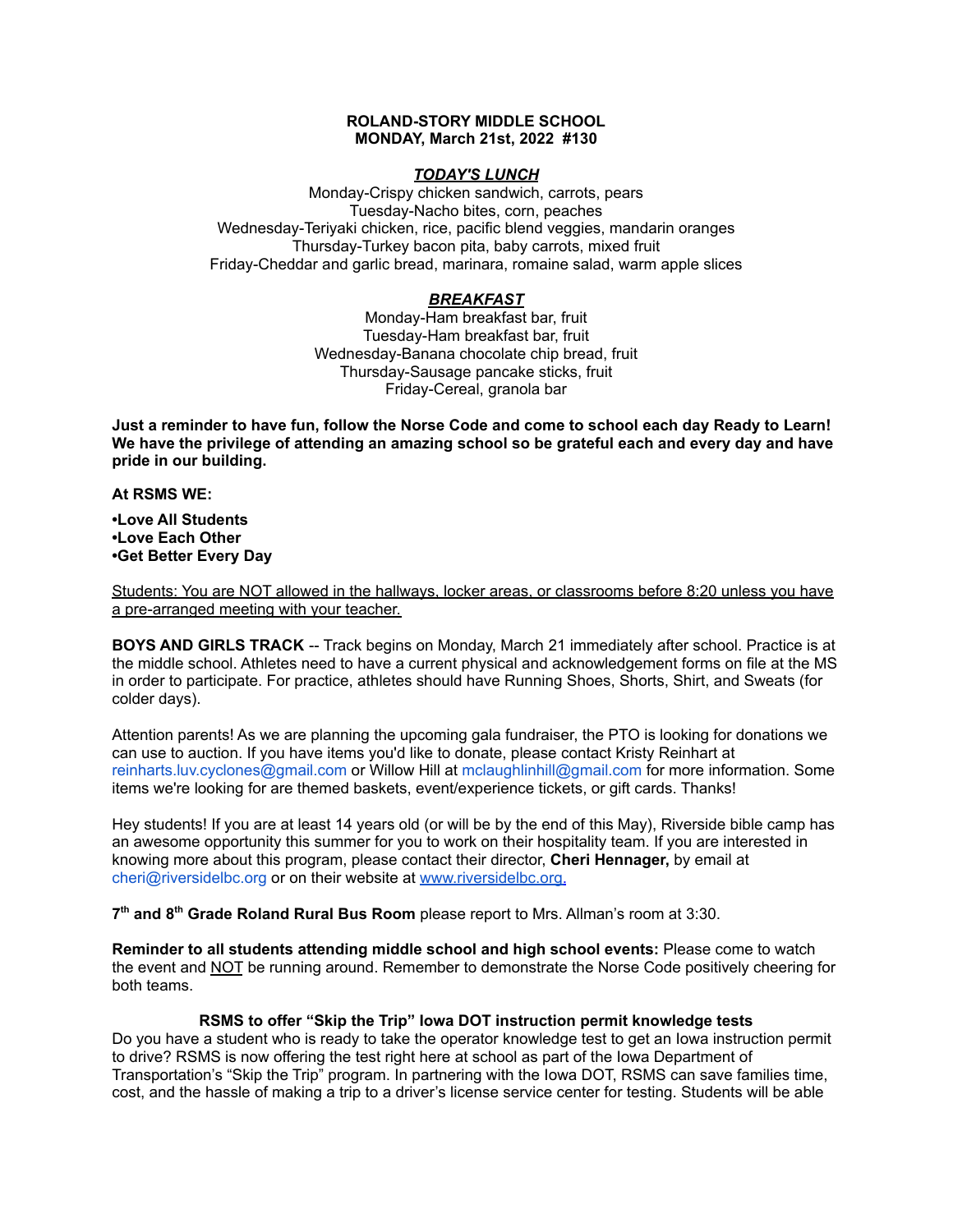**ROLAND-STORY MIDDLE SCHOOL**
**MONDAY, March 21st, 2022 #130**

***TODAY'S LUNCH***

Monday-Crispy chicken sandwich, carrots, pears
Tuesday-Nacho bites, corn, peaches
Wednesday-Teriyaki chicken, rice, pacific blend veggies, mandarin oranges
Thursday-Turkey bacon pita, baby carrots, mixed fruit
Friday-Cheddar and garlic bread, marinara, romaine salad, warm apple slices

***BREAKFAST***

Monday-Ham breakfast bar, fruit
Tuesday-Ham breakfast bar, fruit
Wednesday-Banana chocolate chip bread, fruit
Thursday-Sausage pancake sticks, fruit
Friday-Cereal, granola bar

**Just a reminder to have fun, follow the Norse Code and come to school each day Ready to Learn! We have the privilege of attending an amazing school so be grateful each and every day and have pride in our building.**

**At RSMS WE:**

**•Love All Students**
**•Love Each Other**
**•Get Better Every Day**

Students: You are NOT allowed in the hallways, locker areas, or classrooms before 8:20 unless you have a pre-arranged meeting with your teacher.

**BOYS AND GIRLS TRACK** -- Track begins on Monday, March 21 immediately after school. Practice is at the middle school. Athletes need to have a current physical and acknowledgement forms on file at the MS in order to participate. For practice, athletes should have Running Shoes, Shorts, Shirt, and Sweats (for colder days).

Attention parents! As we are planning the upcoming gala fundraiser, the PTO is looking for donations we can use to auction. If you have items you'd like to donate, please contact Kristy Reinhart at reinharts.luv.cyclones@gmail.com or Willow Hill at mclaughlinhill@gmail.com for more information. Some items we're looking for are themed baskets, event/experience tickets, or gift cards. Thanks!

Hey students! If you are at least 14 years old (or will be by the end of this May), Riverside bible camp has an awesome opportunity this summer for you to work on their hospitality team. If you are interested in knowing more about this program, please contact their director, **Cheri Hennager,** by email at cheri@riversidelbc.org or on their website at www.riversidelbc.org.

**7th and 8th Grade Roland Rural Bus Room** please report to Mrs. Allman's room at 3:30.

**Reminder to all students attending middle school and high school events:** Please come to watch the event and NOT be running around. Remember to demonstrate the Norse Code positively cheering for both teams.

**RSMS to offer "Skip the Trip" Iowa DOT instruction permit knowledge tests**

Do you have a student who is ready to take the operator knowledge test to get an Iowa instruction permit to drive? RSMS is now offering the test right here at school as part of the Iowa Department of Transportation's "Skip the Trip" program. In partnering with the Iowa DOT, RSMS can save families time, cost, and the hassle of making a trip to a driver's license service center for testing. Students will be able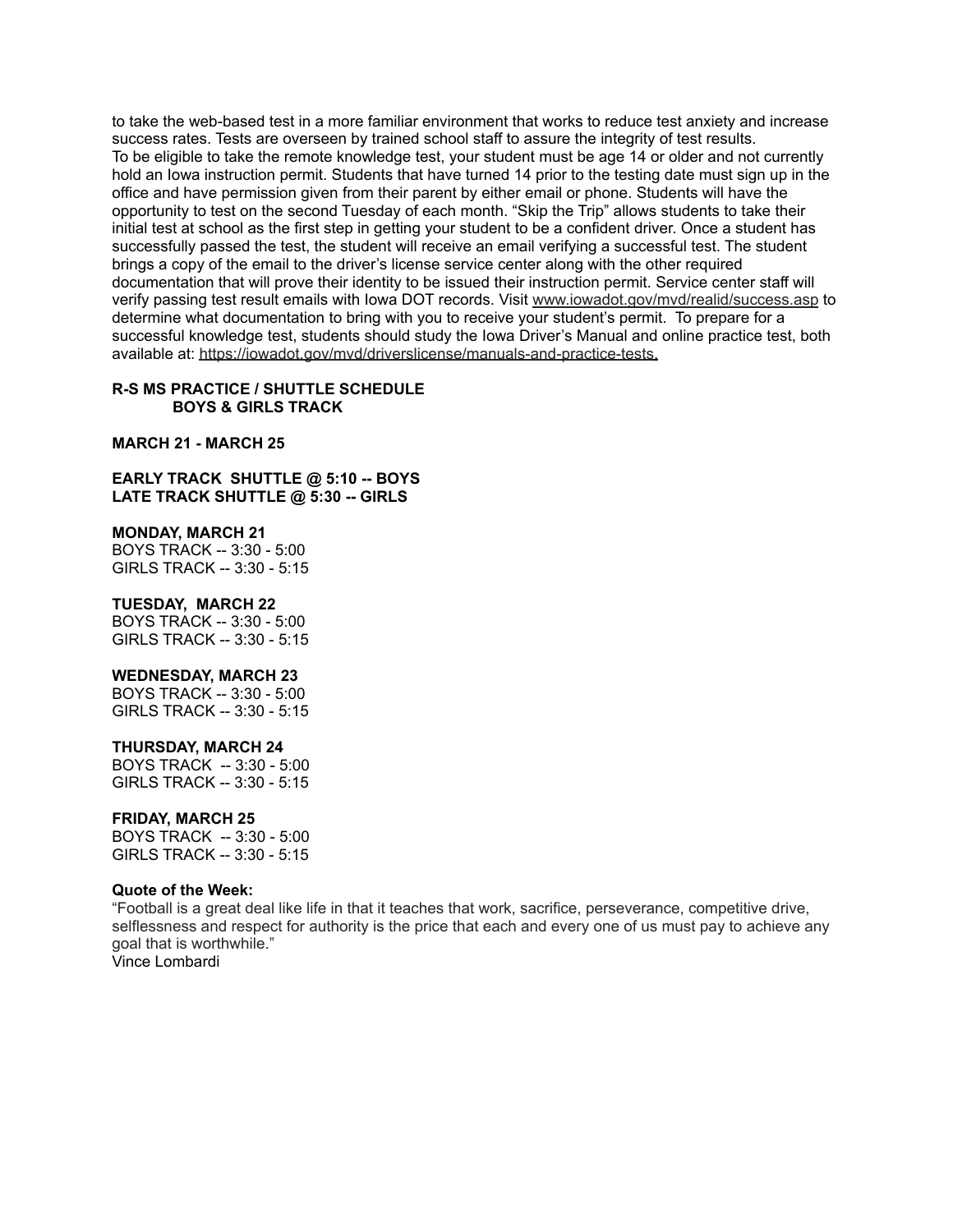to take the web-based test in a more familiar environment that works to reduce test anxiety and increase success rates. Tests are overseen by trained school staff to assure the integrity of test results.
To be eligible to take the remote knowledge test, your student must be age 14 or older and not currently hold an Iowa instruction permit. Students that have turned 14 prior to the testing date must sign up in the office and have permission given from their parent by either email or phone. Students will have the opportunity to test on the second Tuesday of each month. "Skip the Trip" allows students to take their initial test at school as the first step in getting your student to be a confident driver. Once a student has successfully passed the test, the student will receive an email verifying a successful test. The student brings a copy of the email to the driver's license service center along with the other required documentation that will prove their identity to be issued their instruction permit. Service center staff will verify passing test result emails with Iowa DOT records. Visit www.iowadot.gov/mvd/realid/success.asp to determine what documentation to bring with you to receive your student's permit. To prepare for a successful knowledge test, students should study the Iowa Driver's Manual and online practice test, both available at: https://iowadot.gov/mvd/driverslicense/manuals-and-practice-tests.

**R-S MS PRACTICE / SHUTTLE SCHEDULE**
**BOYS & GIRLS TRACK**

**MARCH 21 - MARCH 25**

**EARLY TRACK SHUTTLE @ 5:10 -- BOYS**
**LATE TRACK SHUTTLE @ 5:30 -- GIRLS**

**MONDAY, MARCH 21**
BOYS TRACK -- 3:30 - 5:00
GIRLS TRACK -- 3:30 - 5:15

**TUESDAY, MARCH 22**
BOYS TRACK -- 3:30 - 5:00
GIRLS TRACK -- 3:30 - 5:15

**WEDNESDAY, MARCH 23**
BOYS TRACK -- 3:30 - 5:00
GIRLS TRACK -- 3:30 - 5:15

**THURSDAY, MARCH 24**
BOYS TRACK -- 3:30 - 5:00
GIRLS TRACK -- 3:30 - 5:15

**FRIDAY, MARCH 25**
BOYS TRACK -- 3:30 - 5:00
GIRLS TRACK -- 3:30 - 5:15

**Quote of the Week:**
"Football is a great deal like life in that it teaches that work, sacrifice, perseverance, competitive drive, selflessness and respect for authority is the price that each and every one of us must pay to achieve any goal that is worthwhile."
Vince Lombardi